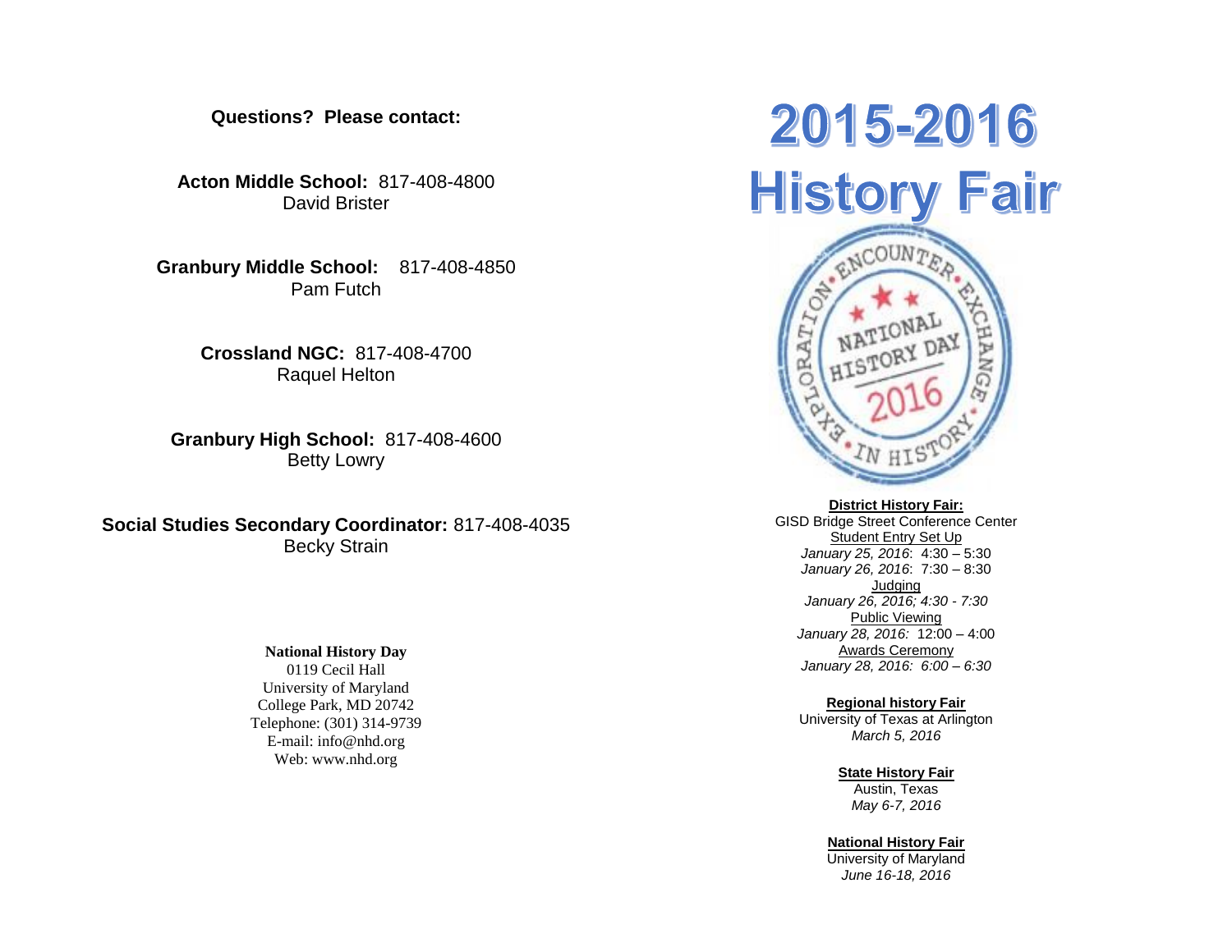**Questions? Please contact:**

**Acton Middle School:** 817-408-4800
David Brister

**Granbury Middle School:** 817-408-4850
Pam Futch

**Crossland NGC:** 817-408-4700
Raquel Helton

**Granbury High School:** 817-408-4600
Betty Lowry

**Social Studies Secondary Coordinator:** 817-408-4035
Becky Strain

**National History Day**
0119 Cecil Hall
University of Maryland
College Park, MD 20742
Telephone: (301) 314-9739
E-mail: info@nhd.org
Web: www.nhd.org

# 2015-2016 History Fair

EXPLORATION • ENCOUNTER • EXCHANGE • IN HISTORY
NATIONAL HISTORY DAY 2016

**District History Fair:**
GISD Bridge Street Conference Center
Student Entry Set Up
*January 25, 2016*: 4:30 – 5:30
*January 26, 2016*: 7:30 – 8:30
Judging
*January 26, 2016; 4:30 - 7:30*
Public Viewing
*January 28, 2016:* 12:00 – 4:00
Awards Ceremony
*January 28, 2016: 6:00 – 6:30*

**Regional history Fair**
University of Texas at Arlington
*March 5, 2016*

**State History Fair**
Austin, Texas
*May 6-7, 2016*

**National History Fair**
University of Maryland
*June 16-18, 2016*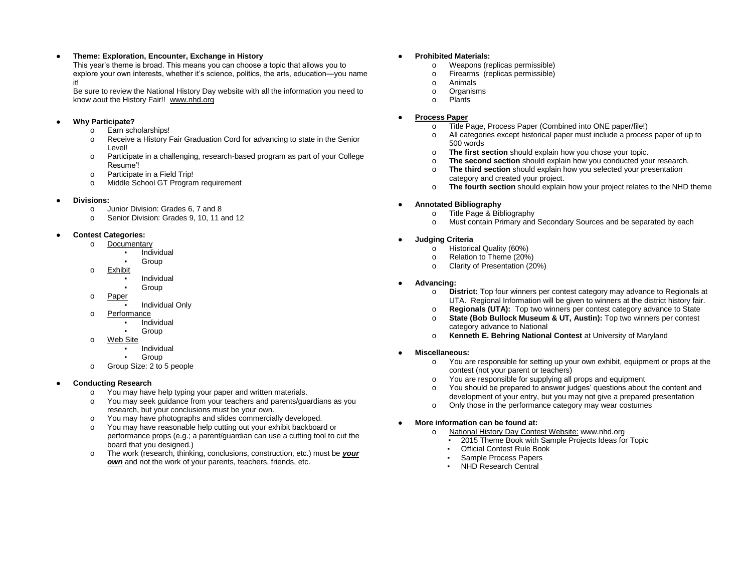- **Theme: Exploration, Encounter, Exchange in History**
  This year's theme is broad. This means you can choose a topic that allows you to explore your own interests, whether it's science, politics, the arts, education—you name it!
  Be sure to review the National History Day website with all the information you need to know aout the History Fair!! www.nhd.org

- **Why Participate?**
  - Earn scholarships!
  - Receive a History Fair Graduation Cord for advancing to state in the Senior Level!
  - Participate in a challenging, research-based program as part of your College Resume'!
  - Participate in a Field Trip!
  - Middle School GT Program requirement

- **Divisions:**
  - Junior Division: Grades 6, 7 and 8
  - Senior Division: Grades 9, 10, 11 and 12

- **Contest Categories:**
  - Documentary
    - Individual
    - Group
  - Exhibit
    - Individual
    - Group
  - Paper
    - Individual Only
  - Performance
    - Individual
    - Group
  - Web Site
    - Individual
    - Group
  - Group Size: 2 to 5 people

- **Conducting Research**
  - You may have help typing your paper and written materials.
  - You may seek guidance from your teachers and parents/guardians as you research, but your conclusions must be your own.
  - You may have photographs and slides commercially developed.
  - You may have reasonable help cutting out your exhibit backboard or performance props (e.g.; a parent/guardian can use a cutting tool to cut the board that you designed.)
  - The work (research, thinking, conclusions, construction, etc.) must be ***your own*** and not the work of your parents, teachers, friends, etc.

- **Prohibited Materials:**
  - Weapons (replicas permissible)
  - Firearms (replicas permissible)
  - Animals
  - Organisms
  - Plants

- **Process Paper**
  - Title Page, Process Paper (Combined into ONE paper/file!)
  - All categories except historical paper must include a process paper of up to 500 words
  - **The first section** should explain how you chose your topic.
  - **The second section** should explain how you conducted your research.
  - **The third section** should explain how you selected your presentation category and created your project.
  - **The fourth section** should explain how your project relates to the NHD theme

- **Annotated Bibliography**
  - Title Page & Bibliography
  - Must contain Primary and Secondary Sources and be separated by each

- **Judging Criteria**
  - Historical Quality (60%)
  - Relation to Theme (20%)
  - Clarity of Presentation (20%)

- **Advancing:**
  - **District:** Top four winners per contest category may advance to Regionals at UTA. Regional Information will be given to winners at the district history fair.
  - **Regionals (UTA):** Top two winners per contest category advance to State
  - **State (Bob Bullock Museum & UT, Austin):** Top two winners per contest category advance to National
  - **Kenneth E. Behring National Contest** at University of Maryland

- **Miscellaneous:**
  - You are responsible for setting up your own exhibit, equipment or props at the contest (not your parent or teachers)
  - You are responsible for supplying all props and equipment
  - You should be prepared to answer judges' questions about the content and development of your entry, but you may not give a prepared presentation
  - Only those in the performance category may wear costumes

- **More information can be found at:**
  - National History Day Contest Website: www.nhd.org
    - 2015 Theme Book with Sample Projects Ideas for Topic
    - Official Contest Rule Book
    - Sample Process Papers
    - NHD Research Central